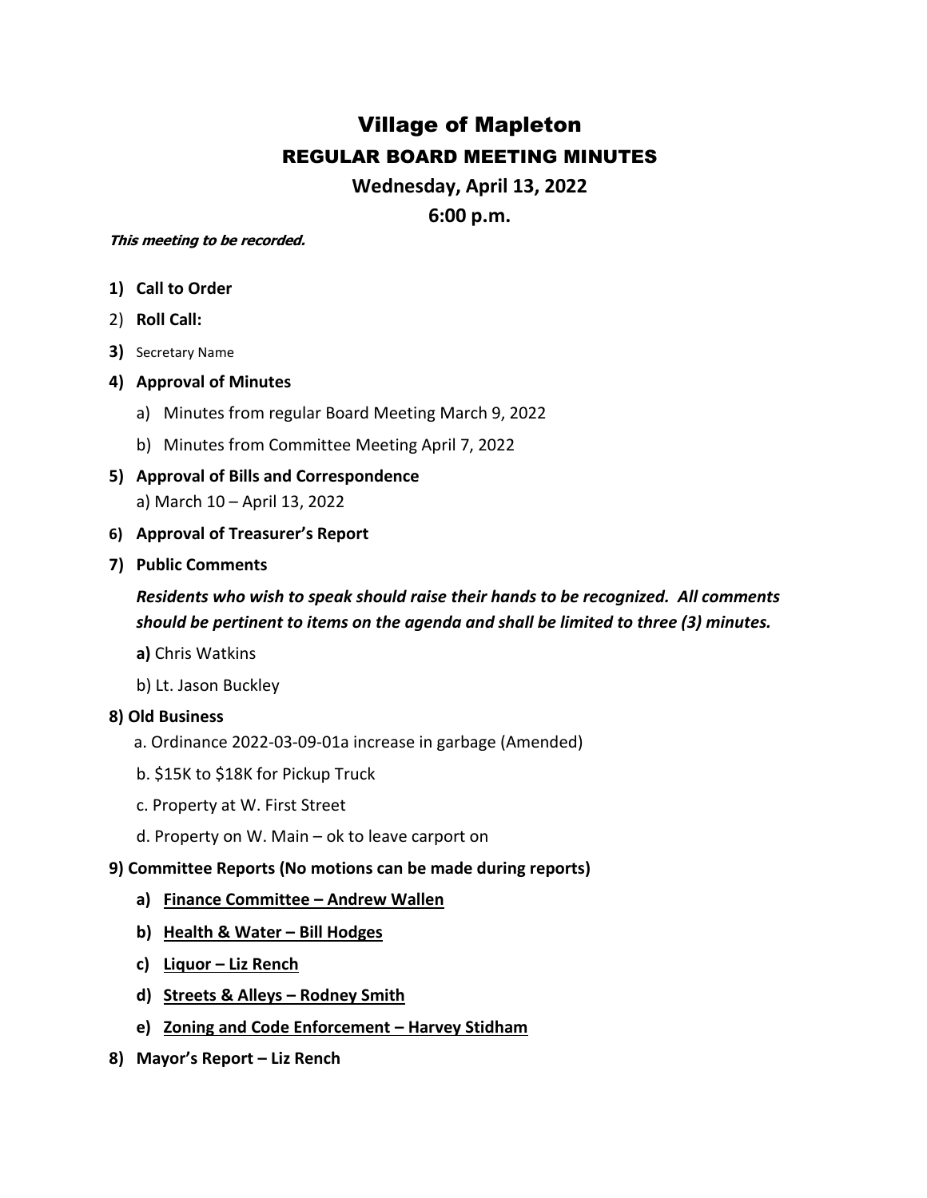# Village of Mapleton

## REGULAR BOARD MEETING MINUTES

### Wednesday, April 13, 2022

### 6:00 p.m.

***This meeting to be recorded.***

1) **Call to Order**
2) **Roll Call:**
3) Secretary Name
4) **Approval of Minutes**
   a) Minutes from regular Board Meeting March 9, 2022
   b) Minutes from Committee Meeting April 7, 2022
5) **Approval of Bills and Correspondence**
   a) March 10 – April 13, 2022
6) **Approval of Treasurer's Report**
7) **Public Comments**

   ***Residents who wish to speak should raise their hands to be recognized. All comments should be pertinent to items on the agenda and shall be limited to three (3) minutes.***

   **a)** Chris Watkins
   b) Lt. Jason Buckley

**8) Old Business**

   a. Ordinance 2022-03-09-01a increase in garbage (Amended)
   b. $15K to $18K for Pickup Truck
   c. Property at W. First Street
   d. Property on W. Main – ok to leave carport on

**9) Committee Reports (No motions can be made during reports)**

   a) **<u>Finance Committee – Andrew Wallen</u>**
   b) **<u>Health & Water – Bill Hodges</u>**
   c) **<u>Liquor – Liz Rench</u>**
   d) **<u>Streets & Alleys – Rodney Smith</u>**
   e) **<u>Zoning and Code Enforcement – Harvey Stidham</u>**

8) **Mayor's Report – Liz Rench**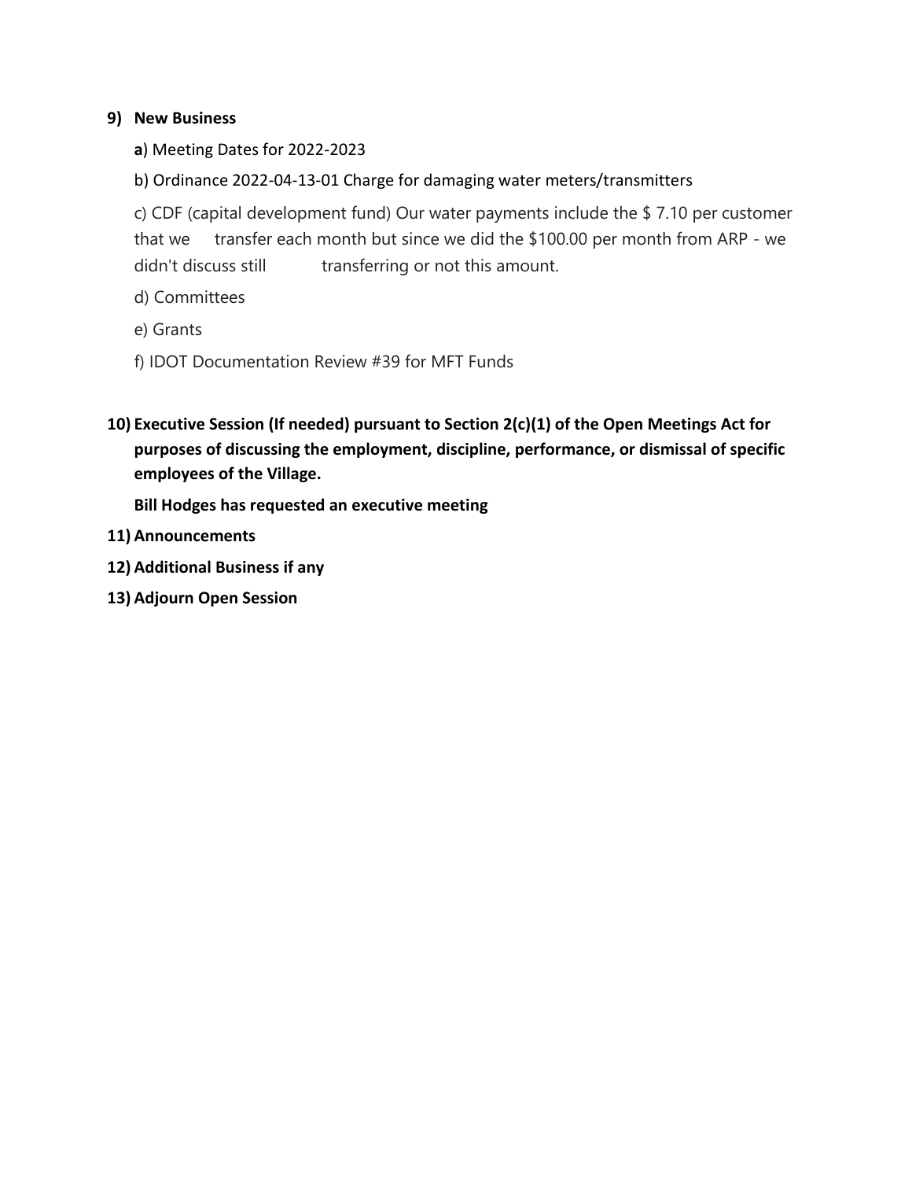**9) New Business**

**a**) Meeting Dates for 2022-2023

b) Ordinance 2022-04-13-01 Charge for damaging water meters/transmitters

c) CDF (capital development fund) Our water payments include the $ 7.10 per customer that we transfer each month but since we did the $100.00 per month from ARP - we didn't discuss still transferring or not this amount.

d) Committees

e) Grants

f) IDOT Documentation Review #39 for MFT Funds

**10) Executive Session (If needed) pursuant to Section 2(c)(1) of the Open Meetings Act for purposes of discussing the employment, discipline, performance, or dismissal of specific employees of the Village.**

**Bill Hodges has requested an executive meeting**

**11) Announcements**

**12) Additional Business if any**

**13) Adjourn Open Session**